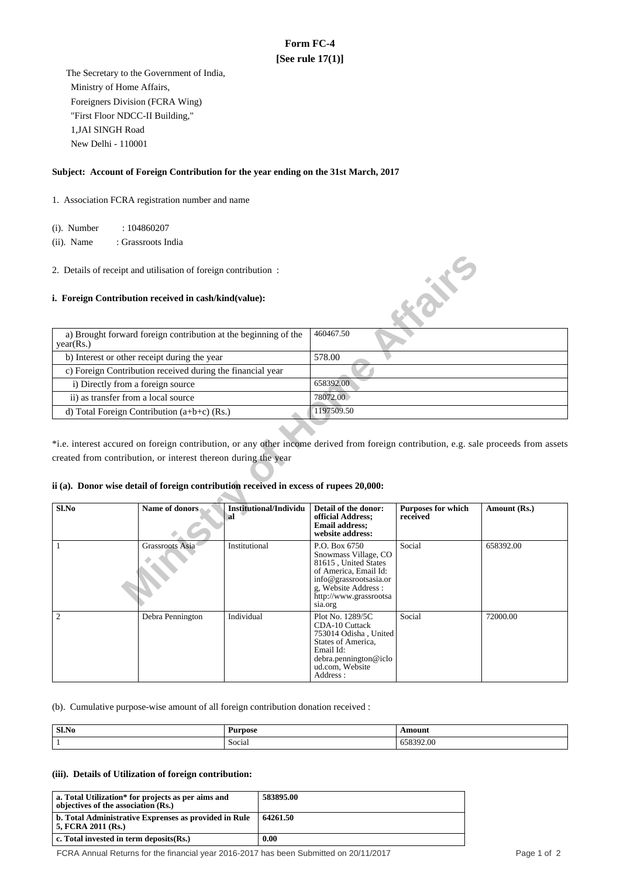# Form FC-4
## [See rule 17(1)]

The Secretary to the Government of India,
Ministry of Home Affairs,
Foreigners Division (FCRA Wing)
"First Floor NDCC-II Building,"
1,JAI SINGH Road
New Delhi - 110001

**Subject: Account of Foreign Contribution for the year ending on the 31st March, 2017**

1. Association FCRA registration number and name

(i). Number : 104860207

(ii). Name : Grassroots India

2. Details of receipt and utilisation of foreign contribution :

**i. Foreign Contribution received in cash/kind(value):**

| | |
|---|---|
| a) Brought forward foreign contribution at the beginning of the year(Rs.) | 460467.50 |
| b) Interest or other receipt during the year | 578.00 |
| c) Foreign Contribution received during the financial year | |
| i) Directly from a foreign source | 658392.00 |
| ii) as transfer from a local source | 78072.00 |
| d) Total Foreign Contribution (a+b+c) (Rs.) | 1197509.50 |

*i.e. interest accured on foreign contribution, or any other income derived from foreign contribution, e.g. sale proceeds from assets created from contribution, or interest thereon during the year

**ii (a). Donor wise detail of foreign contribution received in excess of rupees 20,000:**

| Sl.No | Name of donors | Institutional/Individual | Detail of the donor: official Address; Email address; website address: | Purposes for which received | Amount (Rs.) |
|---|---|---|---|---|---|
| 1 | Grassroots Asia | Institutional | P.O. Box 6750 Snowmass Village, CO 81615 , United States of America, Email Id: info@grassrootsasia.org, Website Address : http://www.grassrootsasia.org | Social | 658392.00 |
| 2 | Debra Pennington | Individual | Plot No. 1289/5C CDA-10 Cuttack 753014 Odisha , United States of America, Email Id: debra.pennington@icloud.com, Website Address : | Social | 72000.00 |

(b). Cumulative purpose-wise amount of all foreign contribution donation received :

| Sl.No | Purpose | Amount |
|---|---|---|
| 1 | Social | 658392.00 |

**(iii). Details of Utilization of foreign contribution:**

| | |
|---|---|
| **a. Total Utilization* for projects as per aims and objectives of the association (Rs.)** | **583895.00** |
| **b. Total Administrative Exprenses as provided in Rule 5, FCRA 2011 (Rs.)** | **64261.50** |
| **c. Total invested in term deposits(Rs.)** | **0.00** |

FCRA Annual Returns for the financial year 2016-2017 has been Submitted on 20/11/2017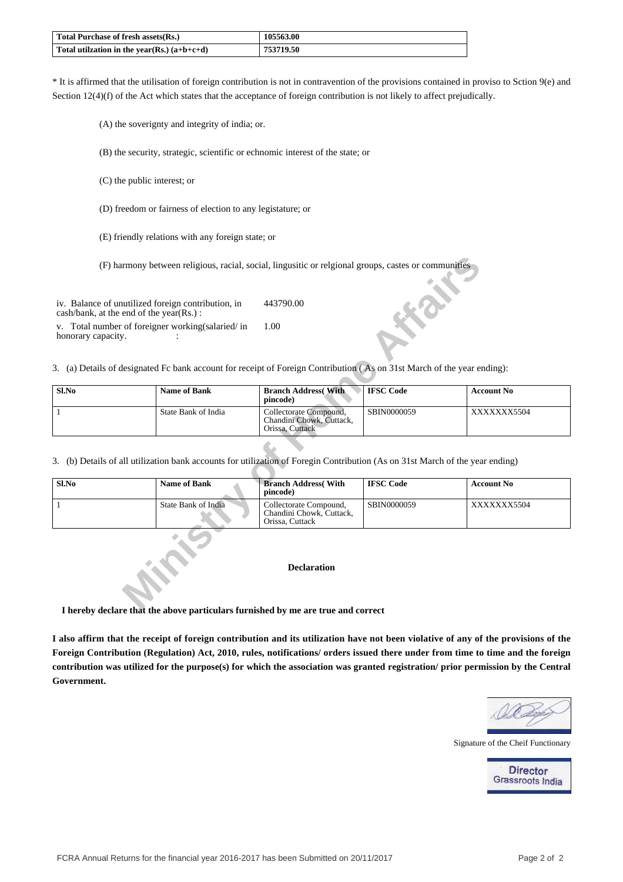| | |
|---|---|
| **Total Purchase of fresh assets(Rs.)** | **105563.00** |
| **Total utilzation in the year(Rs.) (a+b+c+d)** | **753719.50** |

* It is affirmed that the utilisation of foreign contribution is not in contravention of the provisions contained in proviso to Sction 9(e) and Section 12(4)(f) of the Act which states that the acceptance of foreign contribution is not likely to affect prejudically.

(A) the soverignty and integrity of india; or.

(B) the security, strategic, scientific or echnomic interest of the state; or

(C) the public interest; or

(D) freedom or fairness of election to any legistature; or

(E) friendly relations with any foreign state; or

(F) harmony between religious, racial, social, lingusitic or relgional groups, castes or communities

| | |
|---|---|
| iv. Balance of unutilized foreign contribution, in cash/bank, at the end of the year(Rs.) : | 443790.00 |
| v. Total number of foreigner working(salaried/ in honorary capacity. : | 1.00 |

3. (a) Details of designated Fc bank account for receipt of Foreign Contribution ( As on 31st March of the year ending):

| Sl.No | Name of Bank | Branch Address( With pincode) | IFSC Code | Account No |
|---|---|---|---|---|
| 1 | State Bank of India | Collectorate Compound, Chandini Chowk, Cuttack, Orissa, Cuttack | SBIN0000059 | XXXXXXX5504 |

3. (b) Details of all utilization bank accounts for utilization of Foregin Contribution (As on 31st March of the year ending)

| Sl.No | Name of Bank | Branch Address( With pincode) | IFSC Code | Account No |
|---|---|---|---|---|
| 1 | State Bank of India | Collectorate Compound, Chandini Chowk, Cuttack, Orissa, Cuttack | SBIN0000059 | XXXXXXX5504 |

**Declaration**

**I hereby declare that the above particulars furnished by me are true and correct**

**I also affirm that the receipt of foreign contribution and its utilization have not been violative of any of the provisions of the Foreign Contribution (Regulation) Act, 2010, rules, notifications/ orders issued there under from time to time and the foreign contribution was utilized for the purpose(s) for which the association was granted registration/ prior permission by the Central Government.**

Signature of the Cheif Functionary

Director
Grassroots India

FCRA Annual Returns for the financial year 2016-2017 has been Submitted on 20/11/2017